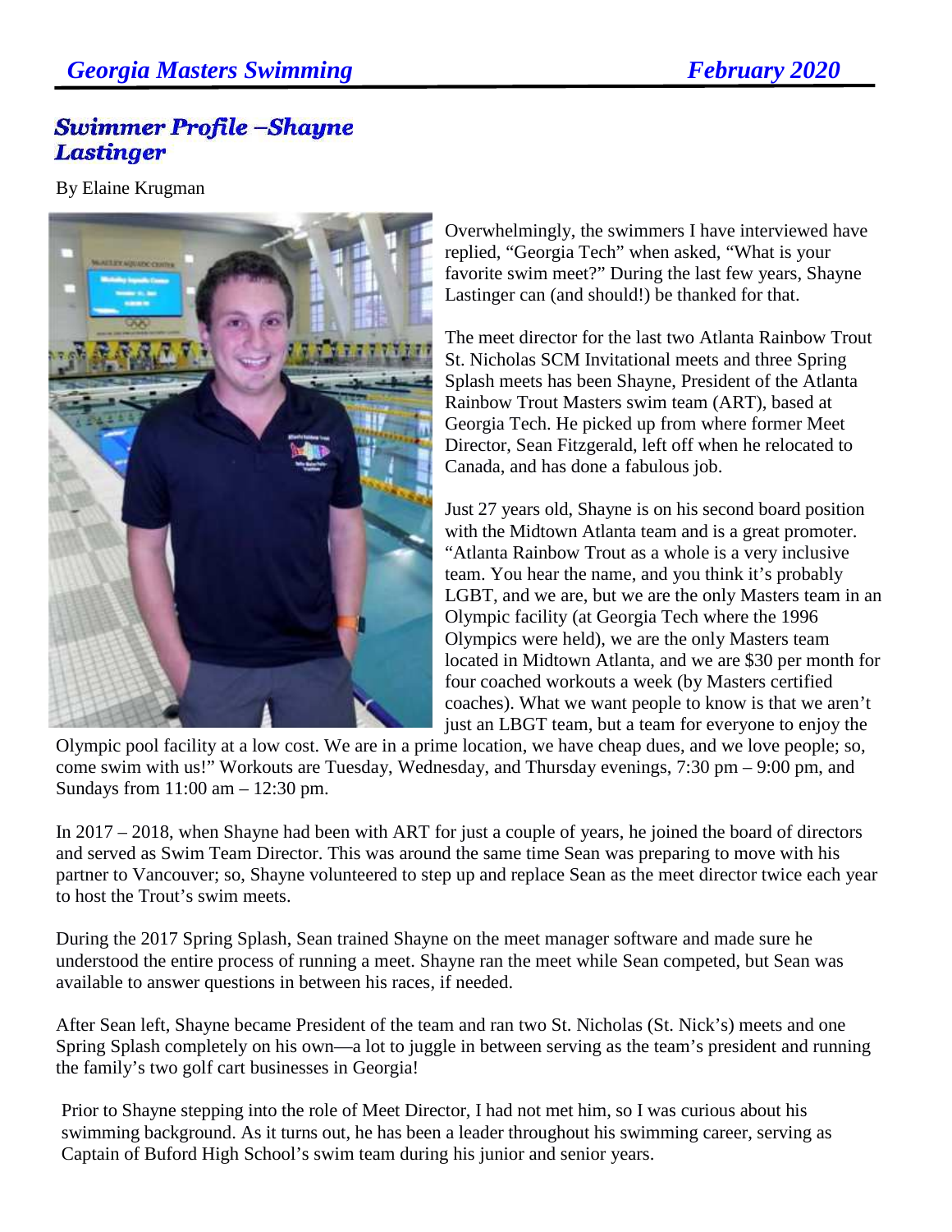## Swimmer Profile –Shayne Lastinger

By Elaine Krugman

Overwhelmingly, the swimmers I have interviewed have replied, "Georgia Tech" when asked, "What is your favorite swim meet?" During the last few years, Shayne Lastinger can (and should!) be thanked for that.

The meet director for the last two Atlanta Rainbow Trout St. Nicholas SCM Invitational meets and three Spring Splash meets has been Shayne, President of the Atlanta Rainbow Trout Masters swim team (ART), based at Georgia Tech. He picked up from where former Meet Director, Sean Fitzgerald, left off when he relocated to Canada, and has done a fabulous job.

Just 27 years old, Shayne is on his second board position with the Midtown Atlanta team and is a great promoter. "Atlanta Rainbow Trout as a whole is a very inclusive team. You hear the name, and you think it's probably LGBT, and we are, but we are the only Masters team in an Olympic facility (at Georgia Tech where the 1996 Olympics were held), we are the only Masters team located in Midtown Atlanta, and we are $30 per month for four coached workouts a week (by Masters certified coaches). What we want people to know is that we aren't just an LBGT team, but a team for everyone to enjoy the Olympic pool facility at a low cost. We are in a prime location, we have cheap dues, and we love people; so, come swim with us!" Workouts are Tuesday, Wednesday, and Thursday evenings, 7:30 pm – 9:00 pm, and Sundays from 11:00 am – 12:30 pm.

In 2017 – 2018, when Shayne had been with ART for just a couple of years, he joined the board of directors and served as Swim Team Director. This was around the same time Sean was preparing to move with his partner to Vancouver; so, Shayne volunteered to step up and replace Sean as the meet director twice each year to host the Trout's swim meets.

During the 2017 Spring Splash, Sean trained Shayne on the meet manager software and made sure he understood the entire process of running a meet. Shayne ran the meet while Sean competed, but Sean was available to answer questions in between his races, if needed.

After Sean left, Shayne became President of the team and ran two St. Nicholas (St. Nick's) meets and one Spring Splash completely on his own—a lot to juggle in between serving as the team's president and running the family's two golf cart businesses in Georgia!

Prior to Shayne stepping into the role of Meet Director, I had not met him, so I was curious about his swimming background. As it turns out, he has been a leader throughout his swimming career, serving as Captain of Buford High School's swim team during his junior and senior years.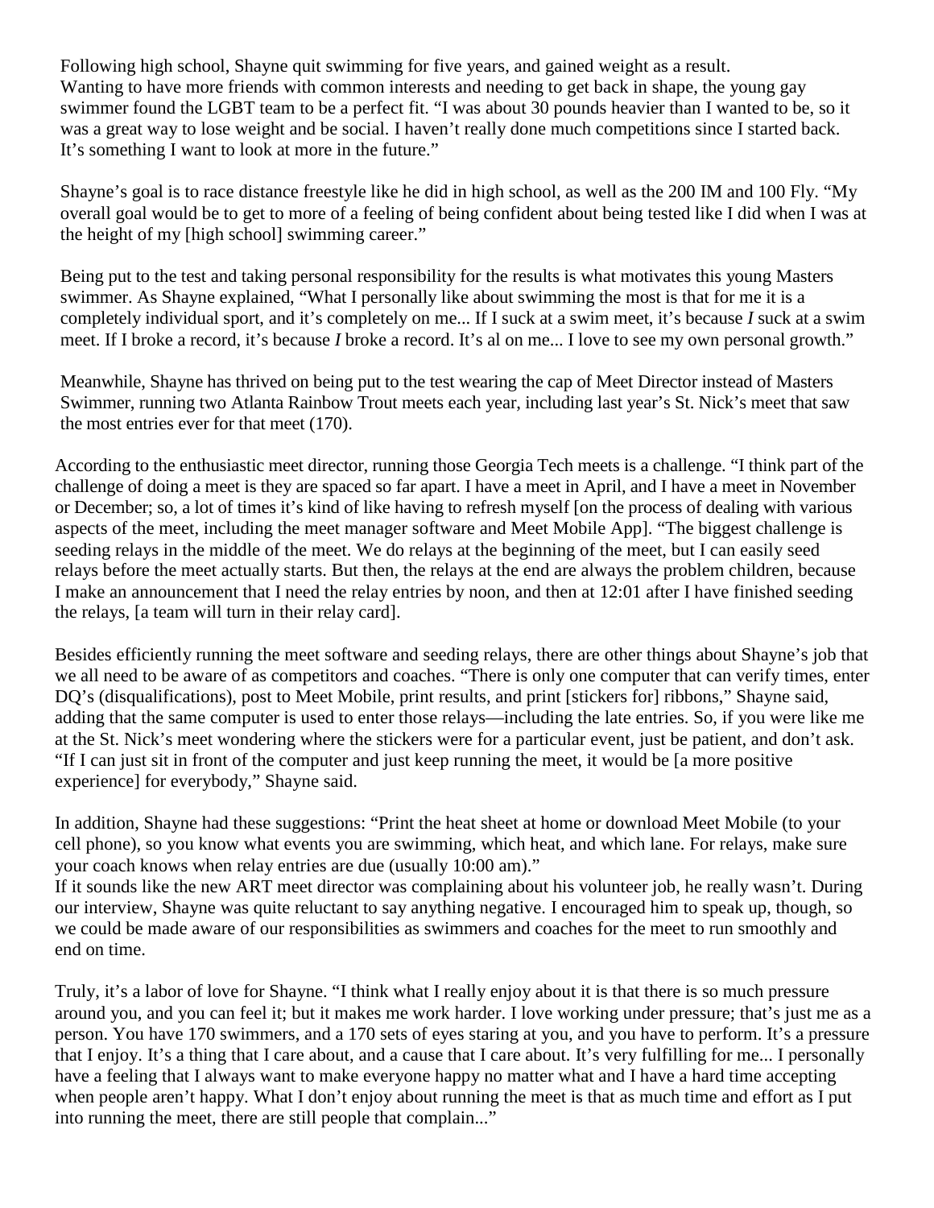Following high school, Shayne quit swimming for five years, and gained weight as a result. Wanting to have more friends with common interests and needing to get back in shape, the young gay swimmer found the LGBT team to be a perfect fit. "I was about 30 pounds heavier than I wanted to be, so it was a great way to lose weight and be social. I haven't really done much competitions since I started back. It's something I want to look at more in the future."

Shayne's goal is to race distance freestyle like he did in high school, as well as the 200 IM and 100 Fly. "My overall goal would be to get to more of a feeling of being confident about being tested like I did when I was at the height of my [high school] swimming career."

Being put to the test and taking personal responsibility for the results is what motivates this young Masters swimmer. As Shayne explained, "What I personally like about swimming the most is that for me it is a completely individual sport, and it's completely on me... If I suck at a swim meet, it's because *I* suck at a swim meet. If I broke a record, it's because *I* broke a record. It's al on me... I love to see my own personal growth."

Meanwhile, Shayne has thrived on being put to the test wearing the cap of Meet Director instead of Masters Swimmer, running two Atlanta Rainbow Trout meets each year, including last year's St. Nick's meet that saw the most entries ever for that meet (170).

According to the enthusiastic meet director, running those Georgia Tech meets is a challenge. "I think part of the challenge of doing a meet is they are spaced so far apart. I have a meet in April, and I have a meet in November or December; so, a lot of times it's kind of like having to refresh myself [on the process of dealing with various aspects of the meet, including the meet manager software and Meet Mobile App]. "The biggest challenge is seeding relays in the middle of the meet. We do relays at the beginning of the meet, but I can easily seed relays before the meet actually starts. But then, the relays at the end are always the problem children, because I make an announcement that I need the relay entries by noon, and then at 12:01 after I have finished seeding the relays, [a team will turn in their relay card].

Besides efficiently running the meet software and seeding relays, there are other things about Shayne's job that we all need to be aware of as competitors and coaches. "There is only one computer that can verify times, enter DQ's (disqualifications), post to Meet Mobile, print results, and print [stickers for] ribbons," Shayne said, adding that the same computer is used to enter those relays—including the late entries. So, if you were like me at the St. Nick's meet wondering where the stickers were for a particular event, just be patient, and don't ask. "If I can just sit in front of the computer and just keep running the meet, it would be [a more positive experience] for everybody," Shayne said.

In addition, Shayne had these suggestions: "Print the heat sheet at home or download Meet Mobile (to your cell phone), so you know what events you are swimming, which heat, and which lane. For relays, make sure your coach knows when relay entries are due (usually 10:00 am)."

If it sounds like the new ART meet director was complaining about his volunteer job, he really wasn't. During our interview, Shayne was quite reluctant to say anything negative. I encouraged him to speak up, though, so we could be made aware of our responsibilities as swimmers and coaches for the meet to run smoothly and end on time.

Truly, it's a labor of love for Shayne. "I think what I really enjoy about it is that there is so much pressure around you, and you can feel it; but it makes me work harder. I love working under pressure; that's just me as a person. You have 170 swimmers, and a 170 sets of eyes staring at you, and you have to perform. It's a pressure that I enjoy. It's a thing that I care about, and a cause that I care about. It's very fulfilling for me... I personally have a feeling that I always want to make everyone happy no matter what and I have a hard time accepting when people aren't happy. What I don't enjoy about running the meet is that as much time and effort as I put into running the meet, there are still people that complain..."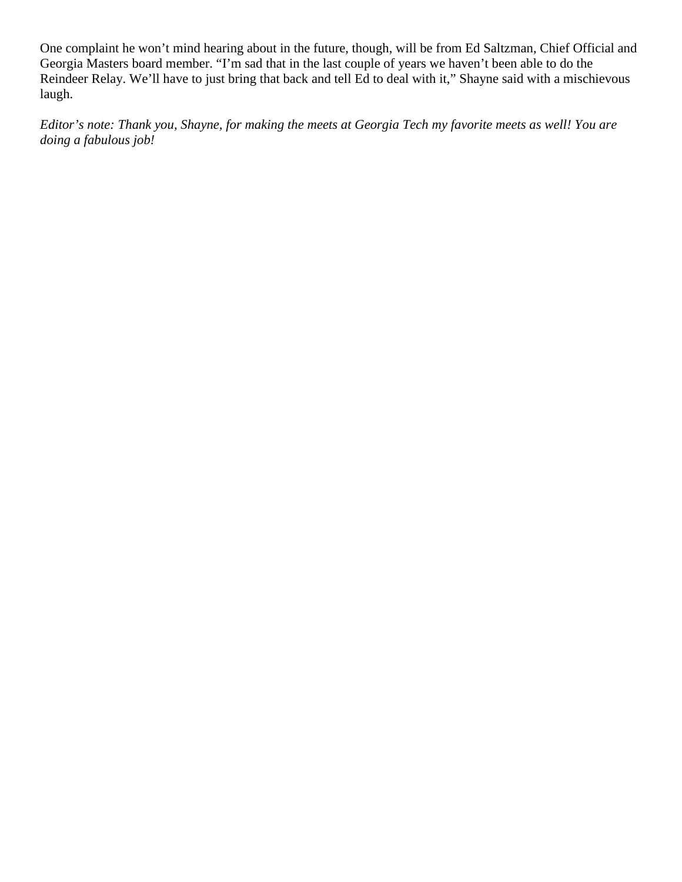One complaint he won't mind hearing about in the future, though, will be from Ed Saltzman, Chief Official and Georgia Masters board member. "I'm sad that in the last couple of years we haven't been able to do the Reindeer Relay. We'll have to just bring that back and tell Ed to deal with it," Shayne said with a mischievous laugh.

*Editor's note: Thank you, Shayne, for making the meets at Georgia Tech my favorite meets as well! You are doing a fabulous job!*